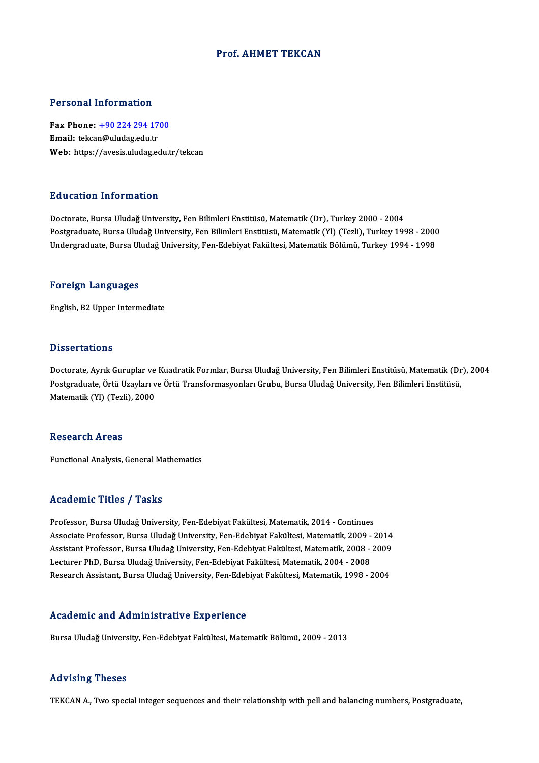# Prof. AHMET TEKCAN

## Personal Information

**Fax Phone:** +90 224 294 1700
**Email:** tekcan@uludag.edu.tr
**Web:** https://avesis.uludag.edu.tr/tekcan

## Education Information

Doctorate, Bursa Uludağ University, Fen Bilimleri Enstitüsü, Matematik (Dr), Turkey 2000 - 2004
Postgraduate, Bursa Uludağ University, Fen Bilimleri Enstitüsü, Matematik (Yl) (Tezli), Turkey 1998 - 2000
Undergraduate, Bursa Uludağ University, Fen-Edebiyat Fakültesi, Matematik Bölümü, Turkey 1994 - 1998

## Foreign Languages

English, B2 Upper Intermediate

## Dissertations

Doctorate, Ayrık Guruplar ve Kuadratik Formlar, Bursa Uludağ University, Fen Bilimleri Enstitüsü, Matematik (Dr), 2004
Postgraduate, Örtü Uzayları ve Örtü Transformasyonları Grubu, Bursa Uludağ University, Fen Bilimleri Enstitüsü, Matematik (Yl) (Tezli), 2000

## Research Areas

Functional Analysis, General Mathematics

## Academic Titles / Tasks

Professor, Bursa Uludağ University, Fen-Edebiyat Fakültesi, Matematik, 2014 - Continues
Associate Professor, Bursa Uludağ University, Fen-Edebiyat Fakültesi, Matematik, 2009 - 2014
Assistant Professor, Bursa Uludağ University, Fen-Edebiyat Fakültesi, Matematik, 2008 - 2009
Lecturer PhD, Bursa Uludağ University, Fen-Edebiyat Fakültesi, Matematik, 2004 - 2008
Research Assistant, Bursa Uludağ University, Fen-Edebiyat Fakültesi, Matematik, 1998 - 2004

## Academic and Administrative Experience

Bursa Uludağ University, Fen-Edebiyat Fakültesi, Matematik Bölümü, 2009 - 2013

## Advising Theses

TEKCAN A., Two special integer sequences and their relationship with pell and balancing numbers, Postgraduate,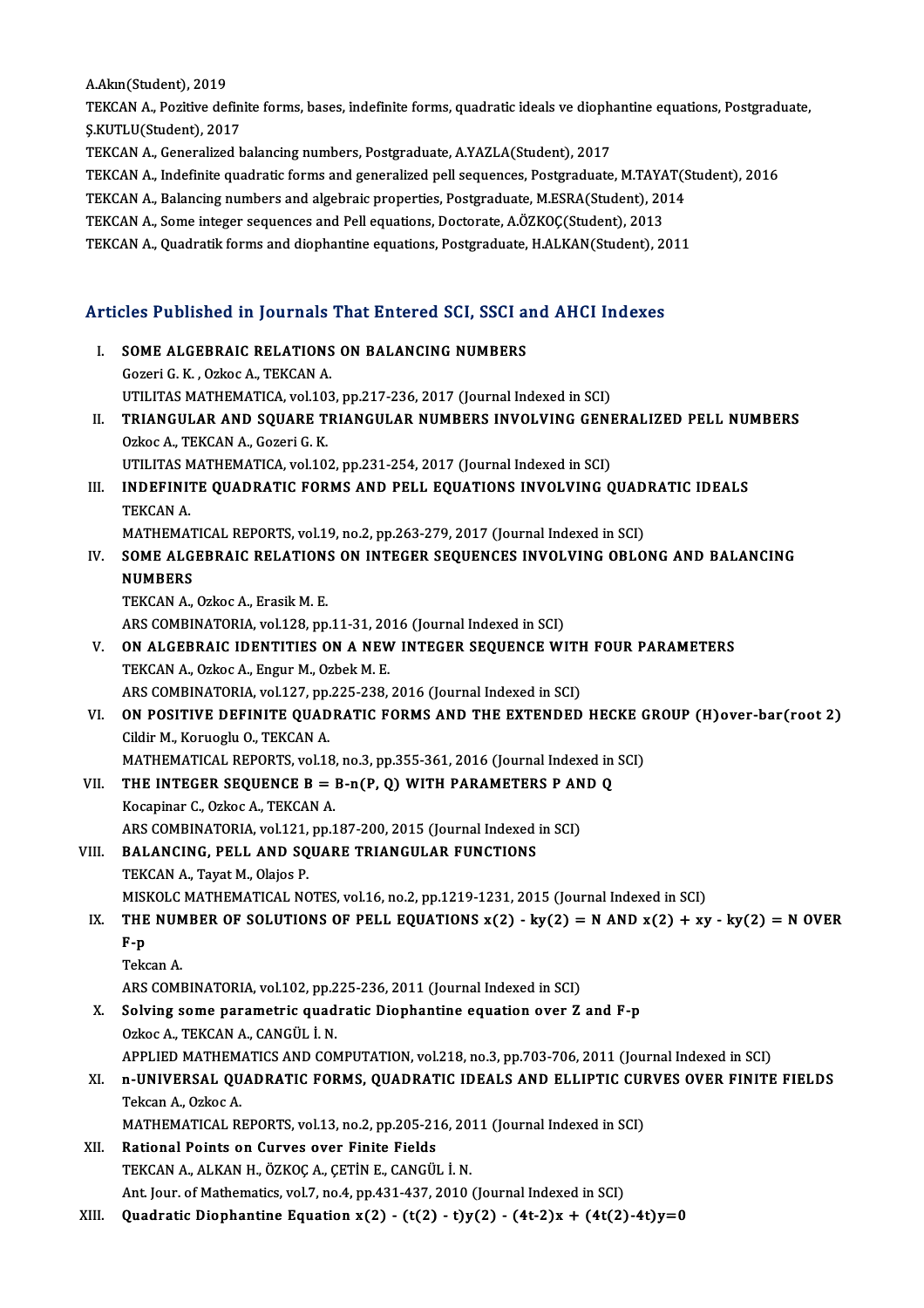A.Akın(Student), 2019

TEKCAN A., Pozitive definite forms, bases, indefinite forms, quadratic ideals ve diophantine equations, Postgraduate, Ş.KUTLU(Student), 2017

TEKCAN A., Generalized balancing numbers, Postgraduate, A.YAZLA(Student), 2017

TEKCAN A., Indefinite quadratic forms and generalized pell sequences, Postgraduate, M.TAYAT(Student), 2016

TEKCAN A., Balancing numbers and algebraic properties, Postgraduate, M.ESRA(Student), 2014

TEKCAN A., Some integer sequences and Pell equations, Doctorate, A.ÖZKOÇ(Student), 2013

TEKCAN A., Quadratik forms and diophantine equations, Postgraduate, H.ALKAN(Student), 2011

## Articles Published in Journals That Entered SCI, SSCI and AHCI Indexes

I. **SOME ALGEBRAIC RELATIONS ON BALANCING NUMBERS**
Gozeri G. K. , Ozkoc A., TEKCAN A.
UTILITAS MATHEMATICA, vol.103, pp.217-236, 2017 (Journal Indexed in SCI)

II. **TRIANGULAR AND SQUARE TRIANGULAR NUMBERS INVOLVING GENERALIZED PELL NUMBERS**
Ozkoc A., TEKCAN A., Gozeri G. K.
UTILITAS MATHEMATICA, vol.102, pp.231-254, 2017 (Journal Indexed in SCI)

III. **INDEFINITE QUADRATIC FORMS AND PELL EQUATIONS INVOLVING QUADRATIC IDEALS**
TEKCAN A.
MATHEMATICAL REPORTS, vol.19, no.2, pp.263-279, 2017 (Journal Indexed in SCI)

IV. **SOME ALGEBRAIC RELATIONS ON INTEGER SEQUENCES INVOLVING OBLONG AND BALANCING NUMBERS**
TEKCAN A., Ozkoc A., Erasik M. E.
ARS COMBINATORIA, vol.128, pp.11-31, 2016 (Journal Indexed in SCI)

V. **ON ALGEBRAIC IDENTITIES ON A NEW INTEGER SEQUENCE WITH FOUR PARAMETERS**
TEKCAN A., Ozkoc A., Engur M., Ozbek M. E.
ARS COMBINATORIA, vol.127, pp.225-238, 2016 (Journal Indexed in SCI)

VI. **ON POSITIVE DEFINITE QUADRATIC FORMS AND THE EXTENDED HECKE GROUP (H)over-bar(root 2)**
Cildir M., Koruoglu O., TEKCAN A.
MATHEMATICAL REPORTS, vol.18, no.3, pp.355-361, 2016 (Journal Indexed in SCI)

VII. **THE INTEGER SEQUENCE B = B-n(P, Q) WITH PARAMETERS P AND Q**
Kocapinar C., Ozkoc A., TEKCAN A.
ARS COMBINATORIA, vol.121, pp.187-200, 2015 (Journal Indexed in SCI)

VIII. **BALANCING, PELL AND SQUARE TRIANGULAR FUNCTIONS**
TEKCAN A., Tayat M., Olajos P.
MISKOLC MATHEMATICAL NOTES, vol.16, no.2, pp.1219-1231, 2015 (Journal Indexed in SCI)

IX. **THE NUMBER OF SOLUTIONS OF PELL EQUATIONS x(2) - ky(2) = N AND x(2) + xy - ky(2) = N OVER F-p**
Tekcan A.
ARS COMBINATORIA, vol.102, pp.225-236, 2011 (Journal Indexed in SCI)

X. **Solving some parametric quadratic Diophantine equation over Z and F-p**
Ozkoc A., TEKCAN A., CANGÜL İ. N.
APPLIED MATHEMATICS AND COMPUTATION, vol.218, no.3, pp.703-706, 2011 (Journal Indexed in SCI)

XI. **n-UNIVERSAL QUADRATIC FORMS, QUADRATIC IDEALS AND ELLIPTIC CURVES OVER FINITE FIELDS**
Tekcan A., Ozkoc A.
MATHEMATICAL REPORTS, vol.13, no.2, pp.205-216, 2011 (Journal Indexed in SCI)

XII. **Rational Points on Curves over Finite Fields**
TEKCAN A., ALKAN H., ÖZKOÇ A., ÇETİN E., CANGÜL İ. N.
Ant. Jour. of Mathematics, vol.7, no.4, pp.431-437, 2010 (Journal Indexed in SCI)

XIII. **Quadratic Diophantine Equation x(2) - (t(2) - t)y(2) - (4t-2)x + (4t(2)-4t)y=0**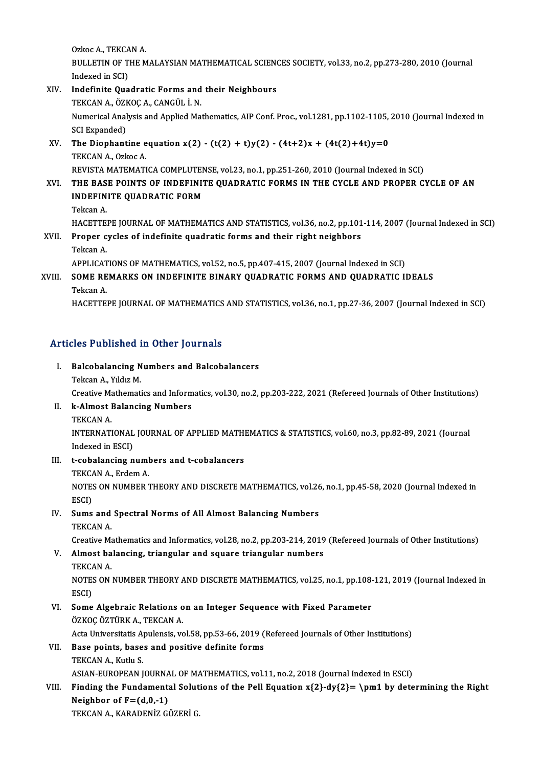Ozkoc A., TEKCAN A.
BULLETIN OF THE MALAYSIAN MATHEMATICAL SCIENCES SOCIETY, vol.33, no.2, pp.273-280, 2010 (Journal Indexed in SCI)

XIV. **Indefinite Quadratic Forms and their Neighbours**
TEKCAN A., ÖZKOÇ A., CANGÜL İ. N.
Numerical Analysis and Applied Mathematics, AIP Conf. Proc., vol.1281, pp.1102-1105, 2010 (Journal Indexed in SCI Expanded)

XV. **The Diophantine equation x(2) - (t(2) + t)y(2) - (4t+2)x + (4t(2)+4t)y=0**
TEKCAN A., Ozkoc A.
REVISTA MATEMATICA COMPLUTENSE, vol.23, no.1, pp.251-260, 2010 (Journal Indexed in SCI)

XVI. **THE BASE POINTS OF INDEFINITE QUADRATIC FORMS IN THE CYCLE AND PROPER CYCLE OF AN INDEFINITE QUADRATIC FORM**
Tekcan A.
HACETTEPE JOURNAL OF MATHEMATICS AND STATISTICS, vol.36, no.2, pp.101-114, 2007 (Journal Indexed in SCI)

XVII. **Proper cycles of indefinite quadratic forms and their right neighbors**
Tekcan A.
APPLICATIONS OF MATHEMATICS, vol.52, no.5, pp.407-415, 2007 (Journal Indexed in SCI)

XVIII. **SOME REMARKS ON INDEFINITE BINARY QUADRATIC FORMS AND QUADRATIC IDEALS**
Tekcan A.
HACETTEPE JOURNAL OF MATHEMATICS AND STATISTICS, vol.36, no.1, pp.27-36, 2007 (Journal Indexed in SCI)

## Articles Published in Other Journals

I. **Balcobalancing Numbers and Balcobalancers**
Tekcan A., Yıldız M.
Creative Mathematics and Informatics, vol.30, no.2, pp.203-222, 2021 (Refereed Journals of Other Institutions)

II. **k-Almost Balancing Numbers**
TEKCAN A.
INTERNATIONAL JOURNAL OF APPLIED MATHEMATICS & STATISTICS, vol.60, no.3, pp.82-89, 2021 (Journal Indexed in ESCI)

III. **t-cobalancing numbers and t-cobalancers**
TEKCAN A., Erdem A.
NOTES ON NUMBER THEORY AND DISCRETE MATHEMATICS, vol.26, no.1, pp.45-58, 2020 (Journal Indexed in ESCI)

IV. **Sums and Spectral Norms of All Almost Balancing Numbers**
TEKCAN A.
Creative Mathematics and Informatics, vol.28, no.2, pp.203-214, 2019 (Refereed Journals of Other Institutions)

V. **Almost balancing, triangular and square triangular numbers**
TEKCAN A.
NOTES ON NUMBER THEORY AND DISCRETE MATHEMATICS, vol.25, no.1, pp.108-121, 2019 (Journal Indexed in ESCI)

VI. **Some Algebraic Relations on an Integer Sequence with Fixed Parameter**
ÖZKOÇ ÖZTÜRK A., TEKCAN A.
Acta Universitatis Apulensis, vol.58, pp.53-66, 2019 (Refereed Journals of Other Institutions)

VII. **Base points, bases and positive definite forms**
TEKCAN A., Kutlu S.
ASIAN-EUROPEAN JOURNAL OF MATHEMATICS, vol.11, no.2, 2018 (Journal Indexed in ESCI)

VIII. **Finding the Fundamental Solutions of the Pell Equation x{2}-dy{2}= \pm1 by determining the Right Neighbor of F=(d,0,-1)**
TEKCAN A., KARADENİZ GÖZERİ G.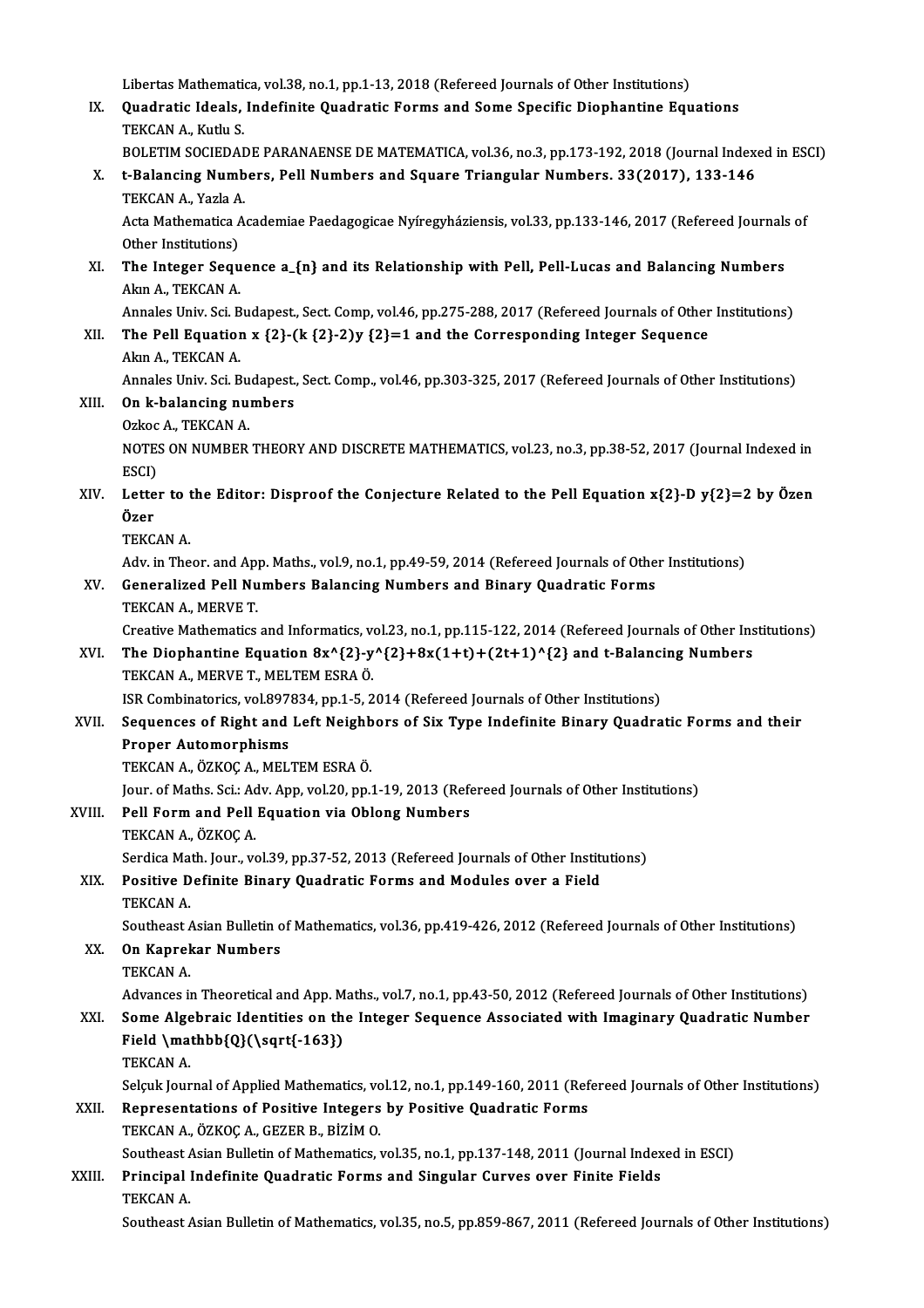Libertas Mathematica, vol.38, no.1, pp.1-13, 2018 (Refereed Journals of Other Institutions)

IX. **Quadratic Ideals, Indefinite Quadratic Forms and Some Specific Diophantine Equations**
TEKCAN A., Kutlu S.
BOLETIM SOCIEDADE PARANAENSE DE MATEMATICA, vol.36, no.3, pp.173-192, 2018 (Journal Indexed in ESCI)

X. **t-Balancing Numbers, Pell Numbers and Square Triangular Numbers. 33(2017), 133-146**
TEKCAN A., Yazla A.
Acta Mathematica Academiae Paedagogicae Nyíregyháziensis, vol.33, pp.133-146, 2017 (Refereed Journals of Other Institutions)

XI. **The Integer Sequence a_{n} and its Relationship with Pell, Pell-Lucas and Balancing Numbers**
Akın A., TEKCAN A.
Annales Univ. Sci. Budapest., Sect. Comp, vol.46, pp.275-288, 2017 (Refereed Journals of Other Institutions)

XII. **The Pell Equation x {2}-(k {2}-2)y {2}=1 and the Corresponding Integer Sequence**
Akın A., TEKCAN A.
Annales Univ. Sci. Budapest., Sect. Comp., vol.46, pp.303-325, 2017 (Refereed Journals of Other Institutions)

XIII. **On k-balancing numbers**
Ozkoc A., TEKCAN A.
NOTES ON NUMBER THEORY AND DISCRETE MATHEMATICS, vol.23, no.3, pp.38-52, 2017 (Journal Indexed in ESCI)

XIV. **Letter to the Editor: Disproof the Conjecture Related to the Pell Equation x{2}-D y{2}=2 by Özen Özer**
TEKCAN A.
Adv. in Theor. and App. Maths., vol.9, no.1, pp.49-59, 2014 (Refereed Journals of Other Institutions)

XV. **Generalized Pell Numbers Balancing Numbers and Binary Quadratic Forms**
TEKCAN A., MERVE T.
Creative Mathematics and Informatics, vol.23, no.1, pp.115-122, 2014 (Refereed Journals of Other Institutions)

XVI. **The Diophantine Equation 8x^{2}-y^{2}+8x(1+t)+(2t+1)^{2} and t-Balancing Numbers**
TEKCAN A., MERVE T., MELTEM ESRA Ö.
ISR Combinatorics, vol.897834, pp.1-5, 2014 (Refereed Journals of Other Institutions)

XVII. **Sequences of Right and Left Neighbors of Six Type Indefinite Binary Quadratic Forms and their Proper Automorphisms**
TEKCAN A., ÖZKOÇ A., MELTEM ESRA Ö.
Jour. of Maths. Sci.: Adv. App, vol.20, pp.1-19, 2013 (Refereed Journals of Other Institutions)

XVIII. **Pell Form and Pell Equation via Oblong Numbers**
TEKCAN A., ÖZKOÇ A.
Serdica Math. Jour., vol.39, pp.37-52, 2013 (Refereed Journals of Other Institutions)

XIX. **Positive Definite Binary Quadratic Forms and Modules over a Field**
TEKCAN A.
Southeast Asian Bulletin of Mathematics, vol.36, pp.419-426, 2012 (Refereed Journals of Other Institutions)

XX. **On Kaprekar Numbers**
TEKCAN A.
Advances in Theoretical and App. Maths., vol.7, no.1, pp.43-50, 2012 (Refereed Journals of Other Institutions)

XXI. **Some Algebraic Identities on the Integer Sequence Associated with Imaginary Quadratic Number Field \mathbb{Q}(\sqrt{-163})**
TEKCAN A.
Selçuk Journal of Applied Mathematics, vol.12, no.1, pp.149-160, 2011 (Refereed Journals of Other Institutions)

XXII. **Representations of Positive Integers by Positive Quadratic Forms**
TEKCAN A., ÖZKOÇ A., GEZER B., BİZİM O.
Southeast Asian Bulletin of Mathematics, vol.35, no.1, pp.137-148, 2011 (Journal Indexed in ESCI)

XXIII. **Principal Indefinite Quadratic Forms and Singular Curves over Finite Fields**
TEKCAN A.
Southeast Asian Bulletin of Mathematics, vol.35, no.5, pp.859-867, 2011 (Refereed Journals of Other Institutions)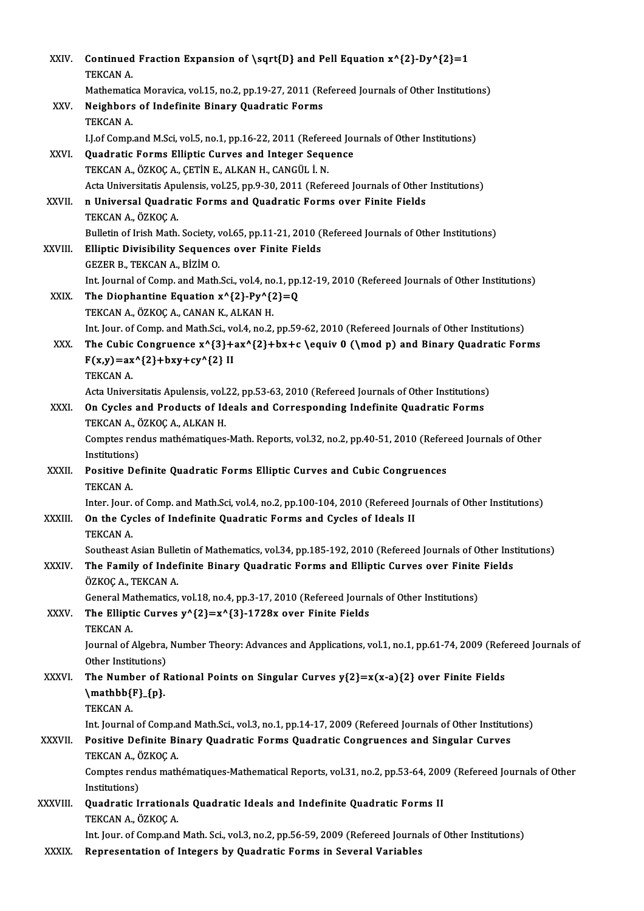XXIV. **Continued Fraction Expansion of $\sqrt{D}$ and Pell Equation $x^{2}-Dy^{2}=1$**
TEKCAN A.
Mathematica Moravica, vol.15, no.2, pp.19-27, 2011 (Refereed Journals of Other Institutions)

XXV. **Neighbors of Indefinite Binary Quadratic Forms**
TEKCAN A.
I.J.of Comp.and M.Sci, vol.5, no.1, pp.16-22, 2011 (Refereed Journals of Other Institutions)

XXVI. **Quadratic Forms Elliptic Curves and Integer Sequence**
TEKCAN A., ÖZKOÇ A., ÇETİN E., ALKAN H., CANGÜL İ. N.
Acta Universitatis Apulensis, vol.25, pp.9-30, 2011 (Refereed Journals of Other Institutions)

XXVII. **n Universal Quadratic Forms and Quadratic Forms over Finite Fields**
TEKCAN A., ÖZKOÇ A.
Bulletin of Irish Math. Society, vol.65, pp.11-21, 2010 (Refereed Journals of Other Institutions)

XXVIII. **Elliptic Divisibility Sequences over Finite Fields**
GEZER B., TEKCAN A., BİZİM O.
Int. Journal of Comp. and Math.Sci., vol.4, no.1, pp.12-19, 2010 (Refereed Journals of Other Institutions)

XXIX. **The Diophantine Equation $x^{2}-Py^{2}=Q$**
TEKCAN A., ÖZKOÇ A., CANAN K., ALKAN H.
Int. Jour. of Comp. and Math.Sci., vol.4, no.2, pp.59-62, 2010 (Refereed Journals of Other Institutions)

XXX. **The Cubic Congruence $x^{3}+ax^{2}+bx+c \equiv 0 \pmod p$ and Binary Quadratic Forms $F(x,y)=ax^{2}+bxy+cy^{2}$ II**
TEKCAN A.
Acta Universitatis Apulensis, vol.22, pp.53-63, 2010 (Refereed Journals of Other Institutions)

XXXI. **On Cycles and Products of Ideals and Corresponding Indefinite Quadratic Forms**
TEKCAN A., ÖZKOÇ A., ALKAN H.
Comptes rendus mathématiques-Math. Reports, vol.32, no.2, pp.40-51, 2010 (Refereed Journals of Other Institutions)

XXXII. **Positive Definite Quadratic Forms Elliptic Curves and Cubic Congruences**
TEKCAN A.
Inter. Jour. of Comp. and Math.Sci, vol.4, no.2, pp.100-104, 2010 (Refereed Journals of Other Institutions)

XXXIII. **On the Cycles of Indefinite Quadratic Forms and Cycles of Ideals II**
TEKCAN A.
Southeast Asian Bulletin of Mathematics, vol.34, pp.185-192, 2010 (Refereed Journals of Other Institutions)

XXXIV. **The Family of Indefinite Binary Quadratic Forms and Elliptic Curves over Finite Fields**
ÖZKOÇ A., TEKCAN A.
General Mathematics, vol.18, no.4, pp.3-17, 2010 (Refereed Journals of Other Institutions)

XXXV. **The Elliptic Curves $y^{2}=x^{3}-1728x$ over Finite Fields**
TEKCAN A.
Journal of Algebra, Number Theory: Advances and Applications, vol.1, no.1, pp.61-74, 2009 (Refereed Journals of Other Institutions)

XXXVI. **The Number of Rational Points on Singular Curves $y{2}=x(x-a){2}$ over Finite Fields $\mathbb{F}_{p}$.**
TEKCAN A.
Int. Journal of Comp.and Math.Sci., vol.3, no.1, pp.14-17, 2009 (Refereed Journals of Other Institutions)

XXXVII. **Positive Definite Binary Quadratic Forms Quadratic Congruences and Singular Curves**
TEKCAN A., ÖZKOÇ A.
Comptes rendus mathématiques-Mathematical Reports, vol.31, no.2, pp.53-64, 2009 (Refereed Journals of Other Institutions)

XXXVIII. **Quadratic Irrationals Quadratic Ideals and Indefinite Quadratic Forms II**
TEKCAN A., ÖZKOÇ A.
Int. Jour. of Comp.and Math. Sci., vol.3, no.2, pp.56-59, 2009 (Refereed Journals of Other Institutions)

XXXIX. **Representation of Integers by Quadratic Forms in Several Variables**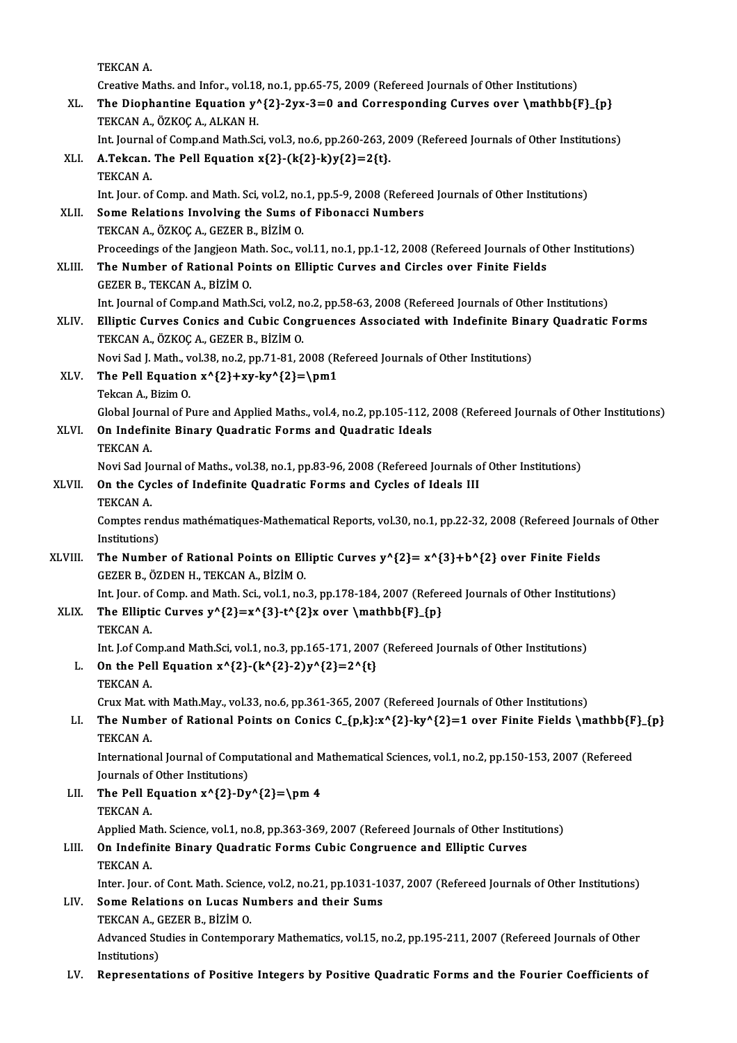TEKCAN A.

Creative Maths. and Infor., vol.18, no.1, pp.65-75, 2009 (Refereed Journals of Other Institutions)

XL. **The Diophantine Equation $y^{2}-2yx-3=0$ and Corresponding Curves over $\mathbb{F}_{p}$**
TEKCAN A., ÖZKOÇ A., ALKAN H.
Int. Journal of Comp.and Math.Sci, vol.3, no.6, pp.260-263, 2009 (Refereed Journals of Other Institutions)

XLI. **A.Tekcan. The Pell Equation $x^{2}-(k^{2}-k)y^{2}=2^{t}$.**
TEKCAN A.
Int. Jour. of Comp. and Math. Sci, vol.2, no.1, pp.5-9, 2008 (Refereed Journals of Other Institutions)

XLII. **Some Relations Involving the Sums of Fibonacci Numbers**
TEKCAN A., ÖZKOÇ A., GEZER B., BİZİM O.
Proceedings of the Jangjeon Math. Soc., vol.11, no.1, pp.1-12, 2008 (Refereed Journals of Other Institutions)

XLIII. **The Number of Rational Points on Elliptic Curves and Circles over Finite Fields**
GEZER B., TEKCAN A., BİZİM O.
Int. Journal of Comp.and Math.Sci, vol.2, no.2, pp.58-63, 2008 (Refereed Journals of Other Institutions)

XLIV. **Elliptic Curves Conics and Cubic Congruences Associated with Indefinite Binary Quadratic Forms**
TEKCAN A., ÖZKOÇ A., GEZER B., BİZİM O.
Novi Sad J. Math., vol.38, no.2, pp.71-81, 2008 (Refereed Journals of Other Institutions)

XLV. **The Pell Equation $x^{2}+xy-ky^{2}=\pm1$**
Tekcan A., Bizim O.
Global Journal of Pure and Applied Maths., vol.4, no.2, pp.105-112, 2008 (Refereed Journals of Other Institutions)

XLVI. **On Indefinite Binary Quadratic Forms and Quadratic Ideals**
TEKCAN A.
Novi Sad Journal of Maths., vol.38, no.1, pp.83-96, 2008 (Refereed Journals of Other Institutions)

XLVII. **On the Cycles of Indefinite Quadratic Forms and Cycles of Ideals III**
TEKCAN A.
Comptes rendus mathématiques-Mathematical Reports, vol.30, no.1, pp.22-32, 2008 (Refereed Journals of Other Institutions)

XLVIII. **The Number of Rational Points on Elliptic Curves $y^{2}= x^{3}+b^{2}$ over Finite Fields**
GEZER B., ÖZDEN H., TEKCAN A., BİZİM O.
Int. Jour. of Comp. and Math. Sci., vol.1, no.3, pp.178-184, 2007 (Refereed Journals of Other Institutions)

XLIX. **The Elliptic Curves $y^{2}=x^{3}-t^{2}x$ over $\mathbb{F}_{p}$**
TEKCAN A.
Int. J.of Comp.and Math.Sci, vol.1, no.3, pp.165-171, 2007 (Refereed Journals of Other Institutions)

L. **On the Pell Equation $x^{2}-(k^{2}-2)y^{2}=2^{t}$**
TEKCAN A.
Crux Mat. with Math.May., vol.33, no.6, pp.361-365, 2007 (Refereed Journals of Other Institutions)

LI. **The Number of Rational Points on Conics $C_{p,k}:x^{2}-ky^{2}=1$ over Finite Fields $\mathbb{F}_{p}$**
TEKCAN A.
International Journal of Computational and Mathematical Sciences, vol.1, no.2, pp.150-153, 2007 (Refereed Journals of Other Institutions)

LII. **The Pell Equation $x^{2}-Dy^{2}=\pm 4$**
TEKCAN A.
Applied Math. Science, vol.1, no.8, pp.363-369, 2007 (Refereed Journals of Other Institutions)

LIII. **On Indefinite Binary Quadratic Forms Cubic Congruence and Elliptic Curves**
TEKCAN A.
Inter. Jour. of Cont. Math. Science, vol.2, no.21, pp.1031-1037, 2007 (Refereed Journals of Other Institutions)

LIV. **Some Relations on Lucas Numbers and their Sums**
TEKCAN A., GEZER B., BİZİM O.
Advanced Studies in Contemporary Mathematics, vol.15, no.2, pp.195-211, 2007 (Refereed Journals of Other Institutions)

LV. **Representations of Positive Integers by Positive Quadratic Forms and the Fourier Coefficients of**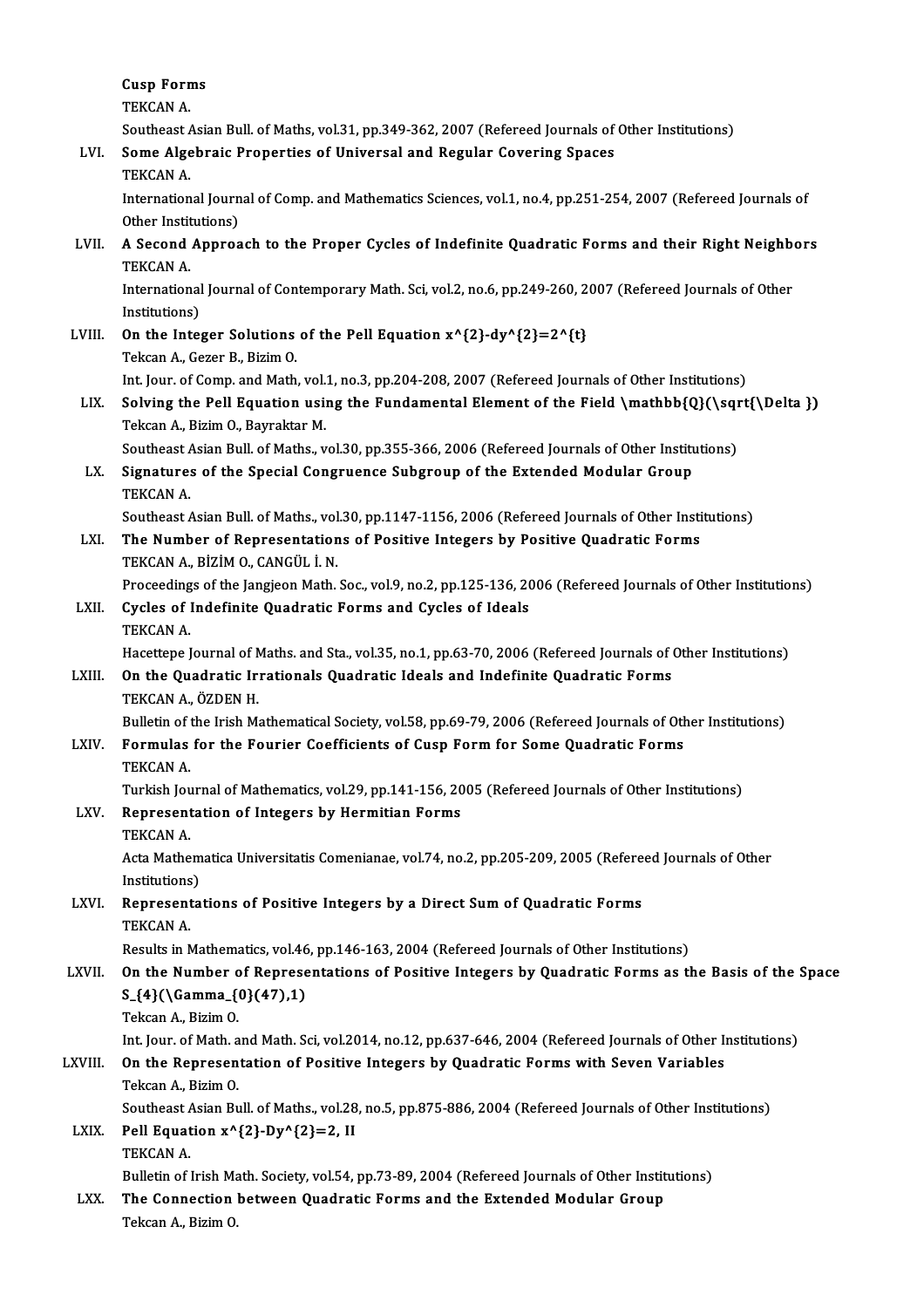**Cusp Forms**
TEKCAN A.
Southeast Asian Bull. of Maths, vol.31, pp.349-362, 2007 (Refereed Journals of Other Institutions)

LVI. **Some Algebraic Properties of Universal and Regular Covering Spaces**
TEKCAN A.
International Journal of Comp. and Mathematics Sciences, vol.1, no.4, pp.251-254, 2007 (Refereed Journals of Other Institutions)

LVII. **A Second Approach to the Proper Cycles of Indefinite Quadratic Forms and their Right Neighbors**
TEKCAN A.
International Journal of Contemporary Math. Sci, vol.2, no.6, pp.249-260, 2007 (Refereed Journals of Other Institutions)

LVIII. **On the Integer Solutions of the Pell Equation $x^{2}-dy^{2}=2^{t}$**
Tekcan A., Gezer B., Bizim O.
Int. Jour. of Comp. and Math, vol.1, no.3, pp.204-208, 2007 (Refereed Journals of Other Institutions)

LIX. **Solving the Pell Equation using the Fundamental Element of the Field $\mathbb{Q}(\sqrt{\Delta })$**
Tekcan A., Bizim O., Bayraktar M.
Southeast Asian Bull. of Maths., vol.30, pp.355-366, 2006 (Refereed Journals of Other Institutions)

LX. **Signatures of the Special Congruence Subgroup of the Extended Modular Group**
TEKCAN A.
Southeast Asian Bull. of Maths., vol.30, pp.1147-1156, 2006 (Refereed Journals of Other Institutions)

LXI. **The Number of Representations of Positive Integers by Positive Quadratic Forms**
TEKCAN A., BİZİM O., CANGÜL İ. N.
Proceedings of the Jangjeon Math. Soc., vol.9, no.2, pp.125-136, 2006 (Refereed Journals of Other Institutions)

LXII. **Cycles of Indefinite Quadratic Forms and Cycles of Ideals**
TEKCAN A.
Hacettepe Journal of Maths. and Sta., vol.35, no.1, pp.63-70, 2006 (Refereed Journals of Other Institutions)

LXIII. **On the Quadratic Irrationals Quadratic Ideals and Indefinite Quadratic Forms**
TEKCAN A., ÖZDEN H.
Bulletin of the Irish Mathematical Society, vol.58, pp.69-79, 2006 (Refereed Journals of Other Institutions)

LXIV. **Formulas for the Fourier Coefficients of Cusp Form for Some Quadratic Forms**
TEKCAN A.
Turkish Journal of Mathematics, vol.29, pp.141-156, 2005 (Refereed Journals of Other Institutions)

LXV. **Representation of Integers by Hermitian Forms**
TEKCAN A.
Acta Mathematica Universitatis Comenianae, vol.74, no.2, pp.205-209, 2005 (Refereed Journals of Other Institutions)

LXVI. **Representations of Positive Integers by a Direct Sum of Quadratic Forms**
TEKCAN A.
Results in Mathematics, vol.46, pp.146-163, 2004 (Refereed Journals of Other Institutions)

LXVII. **On the Number of Representations of Positive Integers by Quadratic Forms as the Basis of the Space $S_{4}(\Gamma_{0}(47),1)$**
Tekcan A., Bizim O.
Int. Jour. of Math. and Math. Sci, vol.2014, no.12, pp.637-646, 2004 (Refereed Journals of Other Institutions)

LXVIII. **On the Representation of Positive Integers by Quadratic Forms with Seven Variables**
Tekcan A., Bizim O.
Southeast Asian Bull. of Maths., vol.28, no.5, pp.875-886, 2004 (Refereed Journals of Other Institutions)

LXIX. **Pell Equation $x^{2}-Dy^{2}=2$, II**
TEKCAN A.
Bulletin of Irish Math. Society, vol.54, pp.73-89, 2004 (Refereed Journals of Other Institutions)

LXX. **The Connection between Quadratic Forms and the Extended Modular Group**
Tekcan A., Bizim O.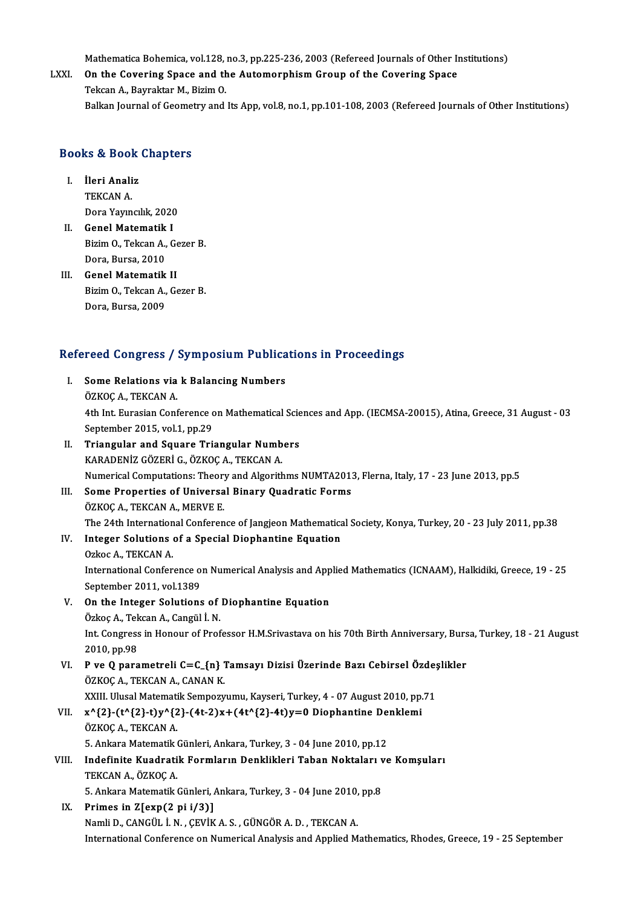Mathematica Bohemica, vol.128, no.3, pp.225-236, 2003 (Refereed Journals of Other Institutions)

LXXI. **On the Covering Space and the Automorphism Group of the Covering Space**
Tekcan A., Bayraktar M., Bizim O.
Balkan Journal of Geometry and Its App, vol.8, no.1, pp.101-108, 2003 (Refereed Journals of Other Institutions)

## Books & Book Chapters

I. **İleri Analiz**
TEKCAN A.
Dora Yayıncılık, 2020

II. **Genel Matematik I**
Bizim O., Tekcan A., Gezer B.
Dora, Bursa, 2010

III. **Genel Matematik II**
Bizim O., Tekcan A., Gezer B.
Dora, Bursa, 2009

## Refereed Congress / Symposium Publications in Proceedings

I. **Some Relations via k Balancing Numbers**
ÖZKOÇ A., TEKCAN A.
4th Int. Eurasian Conference on Mathematical Sciences and App. (IECMSA-20015), Atina, Greece, 31 August - 03 September 2015, vol.1, pp.29

II. **Triangular and Square Triangular Numbers**
KARADENİZ GÖZERİ G., ÖZKOÇ A., TEKCAN A.
Numerical Computations: Theory and Algorithms NUMTA2013, Flerna, Italy, 17 - 23 June 2013, pp.5

III. **Some Properties of Universal Binary Quadratic Forms**
ÖZKOÇ A., TEKCAN A., MERVE E.
The 24th International Conference of Jangjeon Mathematical Society, Konya, Turkey, 20 - 23 July 2011, pp.38

IV. **Integer Solutions of a Special Diophantine Equation**
Ozkoc A., TEKCAN A.
International Conference on Numerical Analysis and Applied Mathematics (ICNAAM), Halkidiki, Greece, 19 - 25 September 2011, vol.1389

V. **On the Integer Solutions of Diophantine Equation**
Özkoç A., Tekcan A., Cangül İ. N.
Int. Congress in Honour of Professor H.M.Srivastava on his 70th Birth Anniversary, Bursa, Turkey, 18 - 21 August 2010, pp.98

VI. **P ve Q parametreli C=C_{n} Tamsayı Dizisi Üzerinde Bazı Cebirsel Özdeşlikler**
ÖZKOÇ A., TEKCAN A., CANAN K.
XXIII. Ulusal Matematik Sempozyumu, Kayseri, Turkey, 4 - 07 August 2010, pp.71

VII. **x^{2}-(t^{2}-t)y^{2}-(4t-2)x+(4t^{2}-4t)y=0 Diophantine Denklemi**
ÖZKOÇ A., TEKCAN A.
5. Ankara Matematik Günleri, Ankara, Turkey, 3 - 04 June 2010, pp.12

VIII. **Indefinite Kuadratik Formların Denklikleri Taban Noktaları ve Komşuları**
TEKCAN A., ÖZKOÇ A.
5. Ankara Matematik Günleri, Ankara, Turkey, 3 - 04 June 2010, pp.8

IX. **Primes in Z[exp(2 pi i/3)]**
Namli D., CANGÜL İ. N. , ÇEVİK A. S. , GÜNGÖR A. D. , TEKCAN A.
International Conference on Numerical Analysis and Applied Mathematics, Rhodes, Greece, 19 - 25 September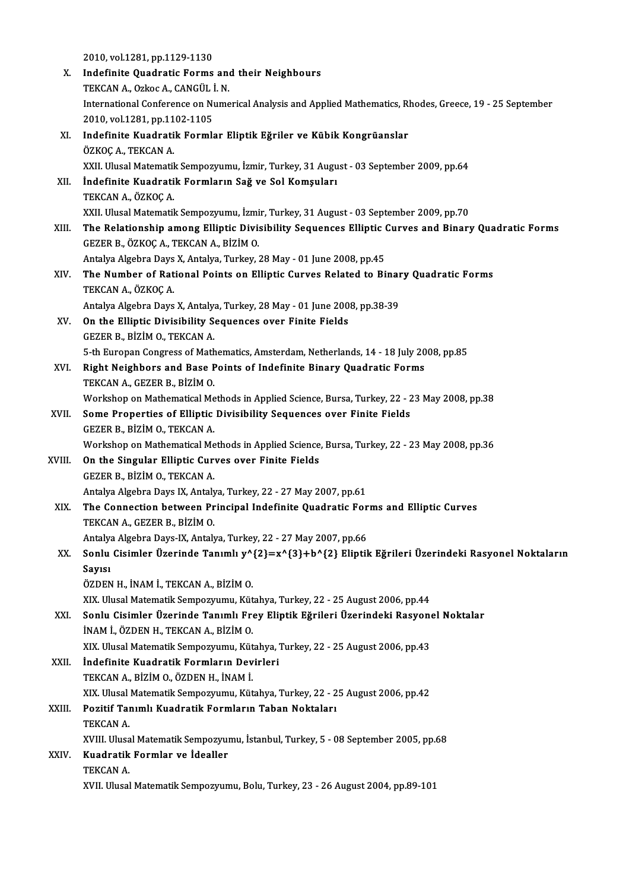2010, vol.1281, pp.1129-1130

X. **Indefinite Quadratic Forms and their Neighbours**
TEKCAN A., Ozkoc A., CANGÜL İ. N.
International Conference on Numerical Analysis and Applied Mathematics, Rhodes, Greece, 19 - 25 September 2010, vol.1281, pp.1102-1105

XI. **Indefinite Kuadratik Formlar Eliptik Eğriler ve Kübik Kongrüanslar**
ÖZKOÇ A., TEKCAN A.
XXII. Ulusal Matematik Sempozyumu, İzmir, Turkey, 31 August - 03 September 2009, pp.64

XII. **İndefinite Kuadratik Formların Sağ ve Sol Komşuları**
TEKCAN A., ÖZKOÇ A.
XXII. Ulusal Matematik Sempozyumu, İzmir, Turkey, 31 August - 03 September 2009, pp.70

XIII. **The Relationship among Elliptic Divisibility Sequences Elliptic Curves and Binary Quadratic Forms**
GEZER B., ÖZKOÇ A., TEKCAN A., BİZİM O.
Antalya Algebra Days X, Antalya, Turkey, 28 May - 01 June 2008, pp.45

XIV. **The Number of Rational Points on Elliptic Curves Related to Binary Quadratic Forms**
TEKCAN A., ÖZKOÇ A.
Antalya Algebra Days X, Antalya, Turkey, 28 May - 01 June 2008, pp.38-39

XV. **On the Elliptic Divisibility Sequences over Finite Fields**
GEZER B., BİZİM O., TEKCAN A.
5-th Europan Congress of Mathematics, Amsterdam, Netherlands, 14 - 18 July 2008, pp.85

XVI. **Right Neighbors and Base Points of Indefinite Binary Quadratic Forms**
TEKCAN A., GEZER B., BİZİM O.
Workshop on Mathematical Methods in Applied Science, Bursa, Turkey, 22 - 23 May 2008, pp.38

XVII. **Some Properties of Elliptic Divisibility Sequences over Finite Fields**
GEZER B., BİZİM O., TEKCAN A.
Workshop on Mathematical Methods in Applied Science, Bursa, Turkey, 22 - 23 May 2008, pp.36

XVIII. **On the Singular Elliptic Curves over Finite Fields**
GEZER B., BİZİM O., TEKCAN A.
Antalya Algebra Days IX, Antalya, Turkey, 22 - 27 May 2007, pp.61

XIX. **The Connection between Principal Indefinite Quadratic Forms and Elliptic Curves**
TEKCAN A., GEZER B., BİZİM O.
Antalya Algebra Days-IX, Antalya, Turkey, 22 - 27 May 2007, pp.66

XX. **Sonlu Cisimler Üzerinde Tanımlı $y^{2}=x^{3}+b^{2}$ Eliptik Eğrileri Üzerindeki Rasyonel Noktaların Sayısı**
ÖZDEN H., İNAM İ., TEKCAN A., BİZİM O.
XIX. Ulusal Matematik Sempozyumu, Kütahya, Turkey, 22 - 25 August 2006, pp.44

XXI. **Sonlu Cisimler Üzerinde Tanımlı Frey Eliptik Eğrileri Üzerindeki Rasyonel Noktalar**
İNAM İ., ÖZDEN H., TEKCAN A., BİZİM O.
XIX. Ulusal Matematik Sempozyumu, Kütahya, Turkey, 22 - 25 August 2006, pp.43

XXII. **İndefinite Kuadratik Formların Devirleri**
TEKCAN A., BİZİM O., ÖZDEN H., İNAM İ.
XIX. Ulusal Matematik Sempozyumu, Kütahya, Turkey, 22 - 25 August 2006, pp.42

XXIII. **Pozitif Tanımlı Kuadratik Formların Taban Noktaları**
TEKCAN A.
XVIII. Ulusal Matematik Sempozyumu, İstanbul, Turkey, 5 - 08 September 2005, pp.68

XXIV. **Kuadratik Formlar ve İdealler**
TEKCAN A.
XVII. Ulusal Matematik Sempozyumu, Bolu, Turkey, 23 - 26 August 2004, pp.89-101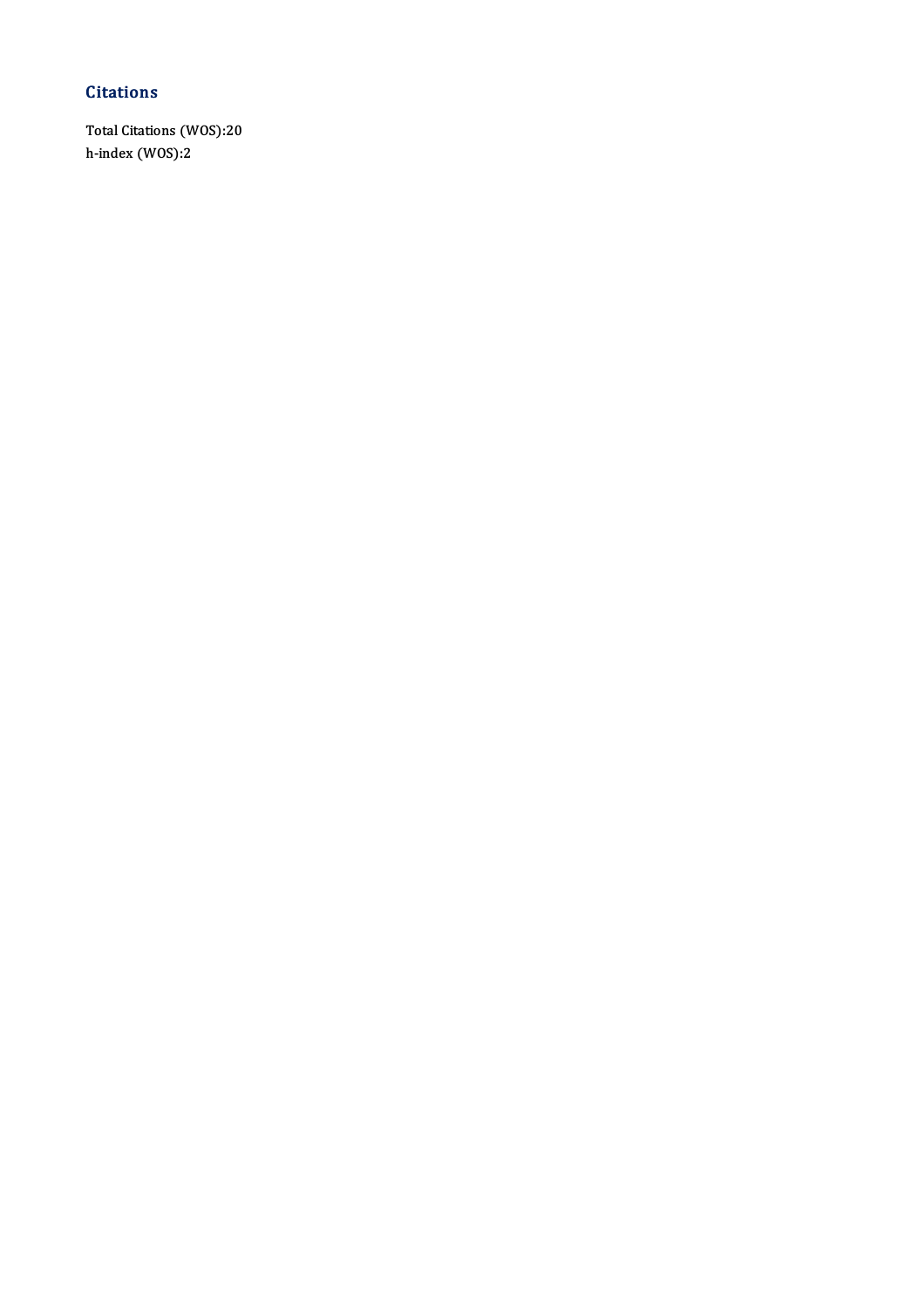## Citations

Total Citations (WOS):20
h-index (WOS):2